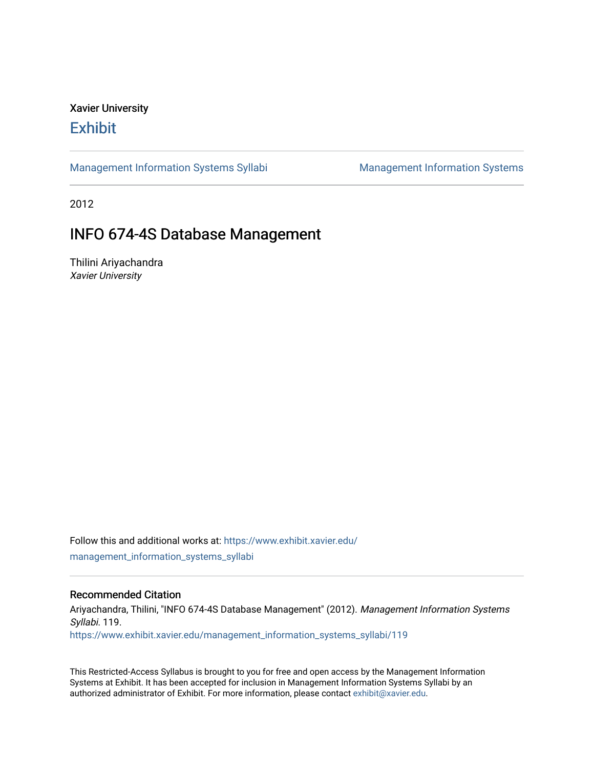Xavier University

# Exhibit

Management Information Systems Syllabi | Management Information Systems

2012

## INFO 674-4S Database Management

Thilini Ariyachandra
*Xavier University*

Follow this and additional works at: https://www.exhibit.xavier.edu/management_information_systems_syllabi

### Recommended Citation

Ariyachandra, Thilini, "INFO 674-4S Database Management" (2012). *Management Information Systems Syllabi*. 119.
https://www.exhibit.xavier.edu/management_information_systems_syllabi/119

This Restricted-Access Syllabus is brought to you for free and open access by the Management Information Systems at Exhibit. It has been accepted for inclusion in Management Information Systems Syllabi by an authorized administrator of Exhibit. For more information, please contact exhibit@xavier.edu.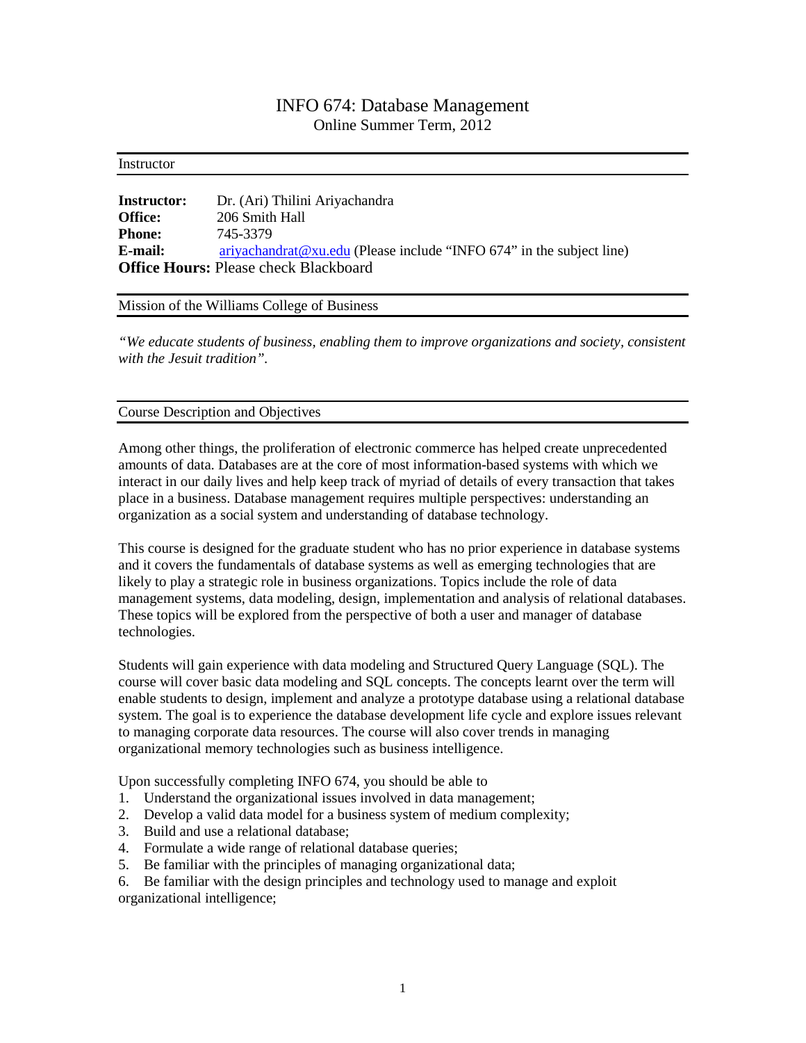# INFO 674: Database Management

Online Summer Term, 2012

## Instructor

**Instructor:** Dr. (Ari) Thilini Ariyachandra
**Office:** 206 Smith Hall
**Phone:** 745-3379
**E-mail:** ariyachandrat@xu.edu (Please include "INFO 674" in the subject line)
**Office Hours:** Please check Blackboard

## Mission of the Williams College of Business

*"We educate students of business, enabling them to improve organizations and society, consistent with the Jesuit tradition".*

## Course Description and Objectives

Among other things, the proliferation of electronic commerce has helped create unprecedented amounts of data. Databases are at the core of most information-based systems with which we interact in our daily lives and help keep track of myriad of details of every transaction that takes place in a business. Database management requires multiple perspectives: understanding an organization as a social system and understanding of database technology.

This course is designed for the graduate student who has no prior experience in database systems and it covers the fundamentals of database systems as well as emerging technologies that are likely to play a strategic role in business organizations. Topics include the role of data management systems, data modeling, design, implementation and analysis of relational databases. These topics will be explored from the perspective of both a user and manager of database technologies.

Students will gain experience with data modeling and Structured Query Language (SQL). The course will cover basic data modeling and SQL concepts. The concepts learnt over the term will enable students to design, implement and analyze a prototype database using a relational database system. The goal is to experience the database development life cycle and explore issues relevant to managing corporate data resources. The course will also cover trends in managing organizational memory technologies such as business intelligence.

Upon successfully completing INFO 674, you should be able to

1. Understand the organizational issues involved in data management;
2. Develop a valid data model for a business system of medium complexity;
3. Build and use a relational database;
4. Formulate a wide range of relational database queries;
5. Be familiar with the principles of managing organizational data;
6. Be familiar with the design principles and technology used to manage and exploit organizational intelligence;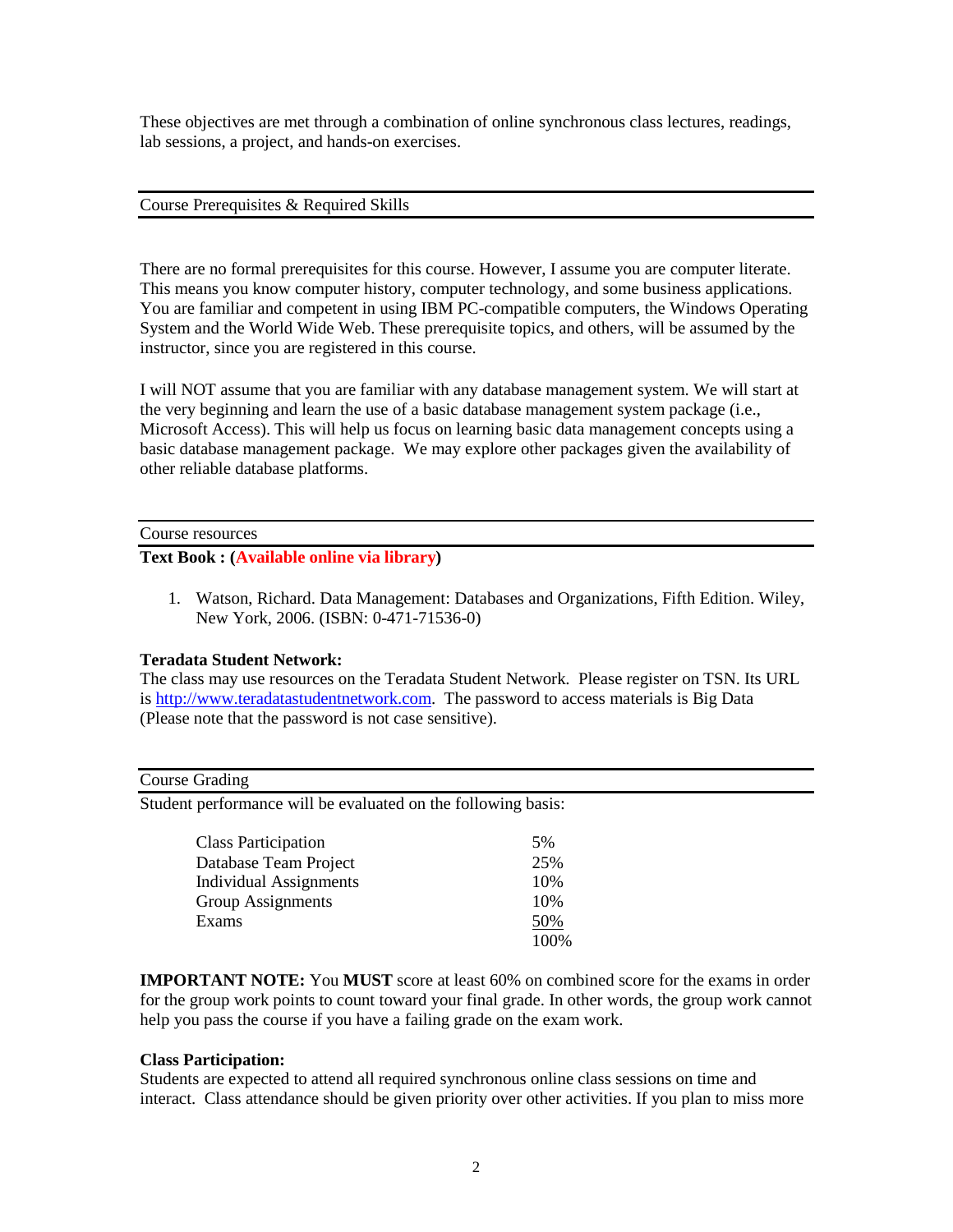These objectives are met through a combination of online synchronous class lectures, readings, lab sessions, a project, and hands-on exercises.

## Course Prerequisites & Required Skills

There are no formal prerequisites for this course. However, I assume you are computer literate. This means you know computer history, computer technology, and some business applications. You are familiar and competent in using IBM PC-compatible computers, the Windows Operating System and the World Wide Web. These prerequisite topics, and others, will be assumed by the instructor, since you are registered in this course.

I will NOT assume that you are familiar with any database management system. We will start at the very beginning and learn the use of a basic database management system package (i.e., Microsoft Access). This will help us focus on learning basic data management concepts using a basic database management package. We may explore other packages given the availability of other reliable database platforms.

## Course resources

**Text Book : (Available online via library)**

1. Watson, Richard. Data Management: Databases and Organizations, Fifth Edition. Wiley, New York, 2006. (ISBN: 0-471-71536-0)

**Teradata Student Network:**

The class may use resources on the Teradata Student Network. Please register on TSN. Its URL is http://www.teradatastudentnetwork.com. The password to access materials is Big Data (Please note that the password is not case sensitive).

## Course Grading

Student performance will be evaluated on the following basis:

| | |
|---|---|
| Class Participation | 5% |
| Database Team Project | 25% |
| Individual Assignments | 10% |
| Group Assignments | 10% |
| Exams | 50% |
| | 100% |

**IMPORTANT NOTE:** You **MUST** score at least 60% on combined score for the exams in order for the group work points to count toward your final grade. In other words, the group work cannot help you pass the course if you have a failing grade on the exam work.

**Class Participation:**

Students are expected to attend all required synchronous online class sessions on time and interact. Class attendance should be given priority over other activities. If you plan to miss more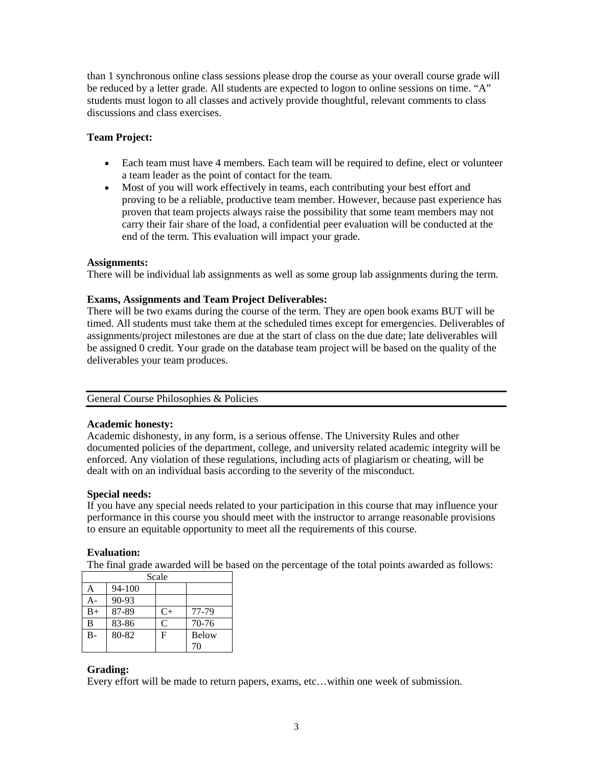than 1 synchronous online class sessions please drop the course as your overall course grade will be reduced by a letter grade. All students are expected to logon to online sessions on time. "A" students must logon to all classes and actively provide thoughtful, relevant comments to class discussions and class exercises.

**Team Project:**

- Each team must have 4 members. Each team will be required to define, elect or volunteer a team leader as the point of contact for the team.
- Most of you will work effectively in teams, each contributing your best effort and proving to be a reliable, productive team member. However, because past experience has proven that team projects always raise the possibility that some team members may not carry their fair share of the load, a confidential peer evaluation will be conducted at the end of the term. This evaluation will impact your grade.

**Assignments:**
There will be individual lab assignments as well as some group lab assignments during the term.

**Exams, Assignments and Team Project Deliverables:**
There will be two exams during the course of the term. They are open book exams BUT will be timed. All students must take them at the scheduled times except for emergencies. Deliverables of assignments/project milestones are due at the start of class on the due date; late deliverables will be assigned 0 credit. Your grade on the database team project will be based on the quality of the deliverables your team produces.

## General Course Philosophies & Policies

**Academic honesty:**
Academic dishonesty, in any form, is a serious offense. The University Rules and other documented policies of the department, college, and university related academic integrity will be enforced. Any violation of these regulations, including acts of plagiarism or cheating, will be dealt with on an individual basis according to the severity of the misconduct.

**Special needs:**
If you have any special needs related to your participation in this course that may influence your performance in this course you should meet with the instructor to arrange reasonable provisions to ensure an equitable opportunity to meet all the requirements of this course.

**Evaluation:**
The final grade awarded will be based on the percentage of the total points awarded as follows:

| Scale | | | |
|---|---|---|---|
| A | 94-100 | | |
| A- | 90-93 | | |
| B+ | 87-89 | C+ | 77-79 |
| B | 83-86 | C | 70-76 |
| B- | 80-82 | F | Below 70 |

**Grading:**
Every effort will be made to return papers, exams, etc…within one week of submission.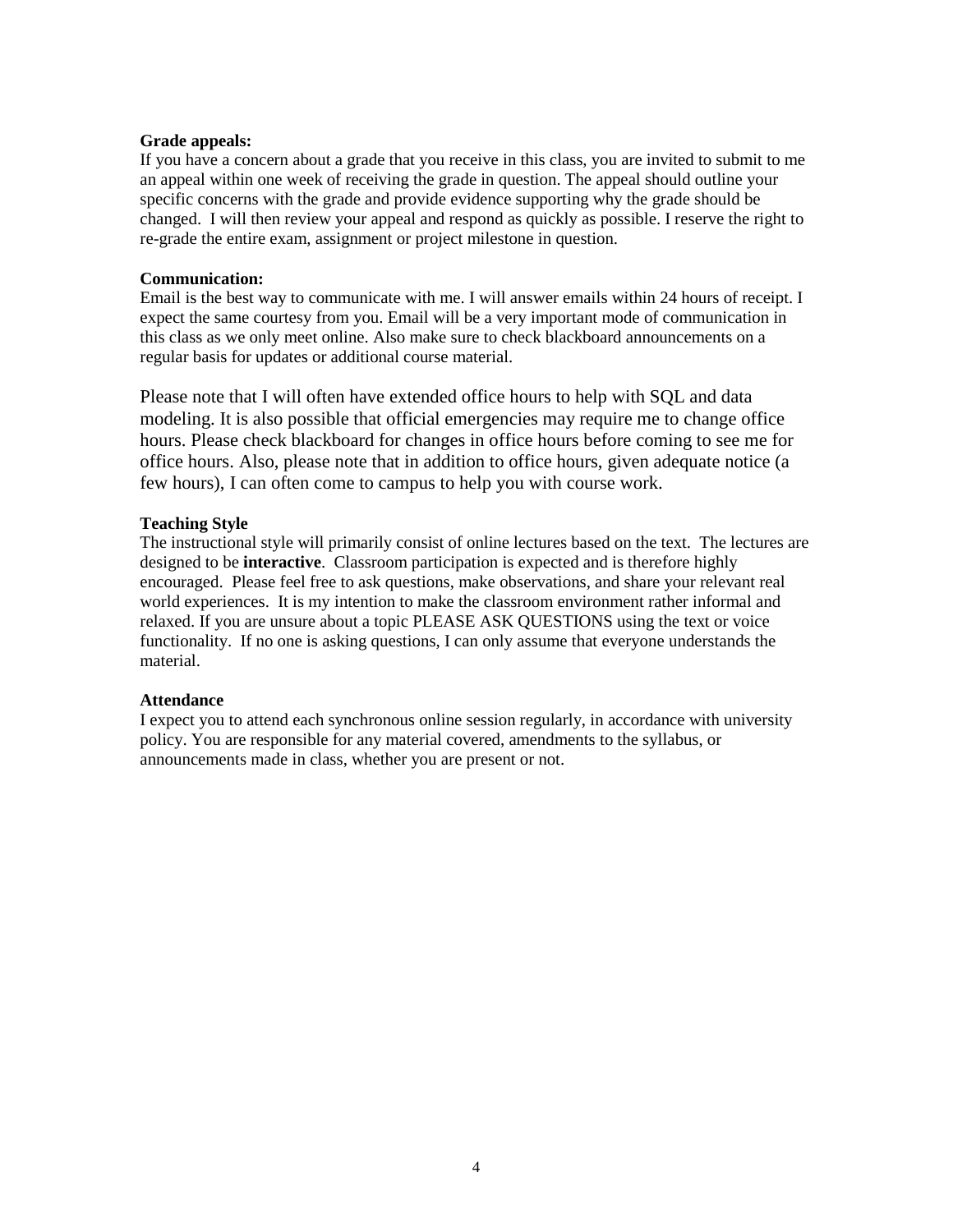**Grade appeals:**
If you have a concern about a grade that you receive in this class, you are invited to submit to me an appeal within one week of receiving the grade in question. The appeal should outline your specific concerns with the grade and provide evidence supporting why the grade should be changed. I will then review your appeal and respond as quickly as possible. I reserve the right to re-grade the entire exam, assignment or project milestone in question.

**Communication:**
Email is the best way to communicate with me. I will answer emails within 24 hours of receipt. I expect the same courtesy from you. Email will be a very important mode of communication in this class as we only meet online. Also make sure to check blackboard announcements on a regular basis for updates or additional course material.

Please note that I will often have extended office hours to help with SQL and data modeling. It is also possible that official emergencies may require me to change office hours. Please check blackboard for changes in office hours before coming to see me for office hours. Also, please note that in addition to office hours, given adequate notice (a few hours), I can often come to campus to help you with course work.

**Teaching Style**
The instructional style will primarily consist of online lectures based on the text. The lectures are designed to be **interactive**. Classroom participation is expected and is therefore highly encouraged. Please feel free to ask questions, make observations, and share your relevant real world experiences. It is my intention to make the classroom environment rather informal and relaxed. If you are unsure about a topic PLEASE ASK QUESTIONS using the text or voice functionality. If no one is asking questions, I can only assume that everyone understands the material.

**Attendance**
I expect you to attend each synchronous online session regularly, in accordance with university policy. You are responsible for any material covered, amendments to the syllabus, or announcements made in class, whether you are present or not.